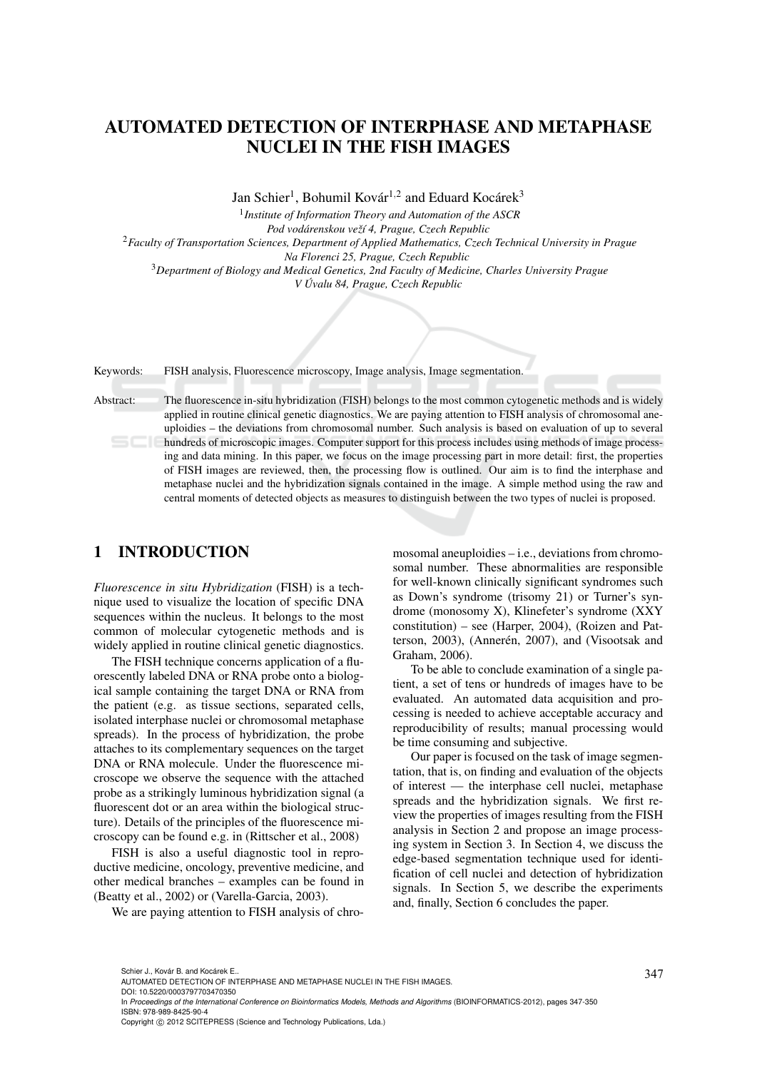# AUTOMATED DETECTION OF INTERPHASE AND METAPHASE NUCLEI IN THE FISH IMAGES

Jan Schier[1], Bohumil Kovár[1,2] and Eduard Kocárek[3]

[1]*Institute of Information Theory and Automation of the ASCR*
*Pod vodárenskou veží 4, Prague, Czech Republic*
[2]*Faculty of Transportation Sciences, Department of Applied Mathematics, Czech Technical University in Prague*
*Na Florenci 25, Prague, Czech Republic*
[3]*Department of Biology and Medical Genetics, 2nd Faculty of Medicine, Charles University Prague*
*V Úvalu 84, Prague, Czech Republic*

Keywords: FISH analysis, Fluorescence microscopy, Image analysis, Image segmentation.

Abstract: The fluorescence in-situ hybridization (FISH) belongs to the most common cytogenetic methods and is widely applied in routine clinical genetic diagnostics. We are paying attention to FISH analysis of chromosomal aneuploidies – the deviations from chromosomal number. Such analysis is based on evaluation of up to several hundreds of microscopic images. Computer support for this process includes using methods of image processing and data mining. In this paper, we focus on the image processing part in more detail: first, the properties of FISH images are reviewed, then, the processing flow is outlined. Our aim is to find the interphase and metaphase nuclei and the hybridization signals contained in the image. A simple method using the raw and central moments of detected objects as measures to distinguish between the two types of nuclei is proposed.

## 1 INTRODUCTION

*Fluorescence in situ Hybridization* (FISH) is a technique used to visualize the location of specific DNA sequences within the nucleus. It belongs to the most common of molecular cytogenetic methods and is widely applied in routine clinical genetic diagnostics.

The FISH technique concerns application of a fluorescently labeled DNA or RNA probe onto a biological sample containing the target DNA or RNA from the patient (e.g. as tissue sections, separated cells, isolated interphase nuclei or chromosomal metaphase spreads). In the process of hybridization, the probe attaches to its complementary sequences on the target DNA or RNA molecule. Under the fluorescence microscope we observe the sequence with the attached probe as a strikingly luminous hybridization signal (a fluorescent dot or an area within the biological structure). Details of the principles of the fluorescence microscopy can be found e.g. in (Rittscher et al., 2008)

FISH is also a useful diagnostic tool in reproductive medicine, oncology, preventive medicine, and other medical branches – examples can be found in (Beatty et al., 2002) or (Varella-Garcia, 2003).

We are paying attention to FISH analysis of chromosomal aneuploidies – i.e., deviations from chromosomal number. These abnormalities are responsible for well-known clinically significant syndromes such as Down's syndrome (trisomy 21) or Turner's syndrome (monosomy X), Klinefeter's syndrome (XXY constitution) – see (Harper, 2004), (Roizen and Patterson, 2003), (Annerén, 2007), and (Visootsak and Graham, 2006).

To be able to conclude examination of a single patient, a set of tens or hundreds of images have to be evaluated. An automated data acquisition and processing is needed to achieve acceptable accuracy and reproducibility of results; manual processing would be time consuming and subjective.

Our paper is focused on the task of image segmentation, that is, on finding and evaluation of the objects of interest — the interphase cell nuclei, metaphase spreads and the hybridization signals. We first review the properties of images resulting from the FISH analysis in Section 2 and propose an image processing system in Section 3. In Section 4, we discuss the edge-based segmentation technique used for identification of cell nuclei and detection of hybridization signals. In Section 5, we describe the experiments and, finally, Section 6 concludes the paper.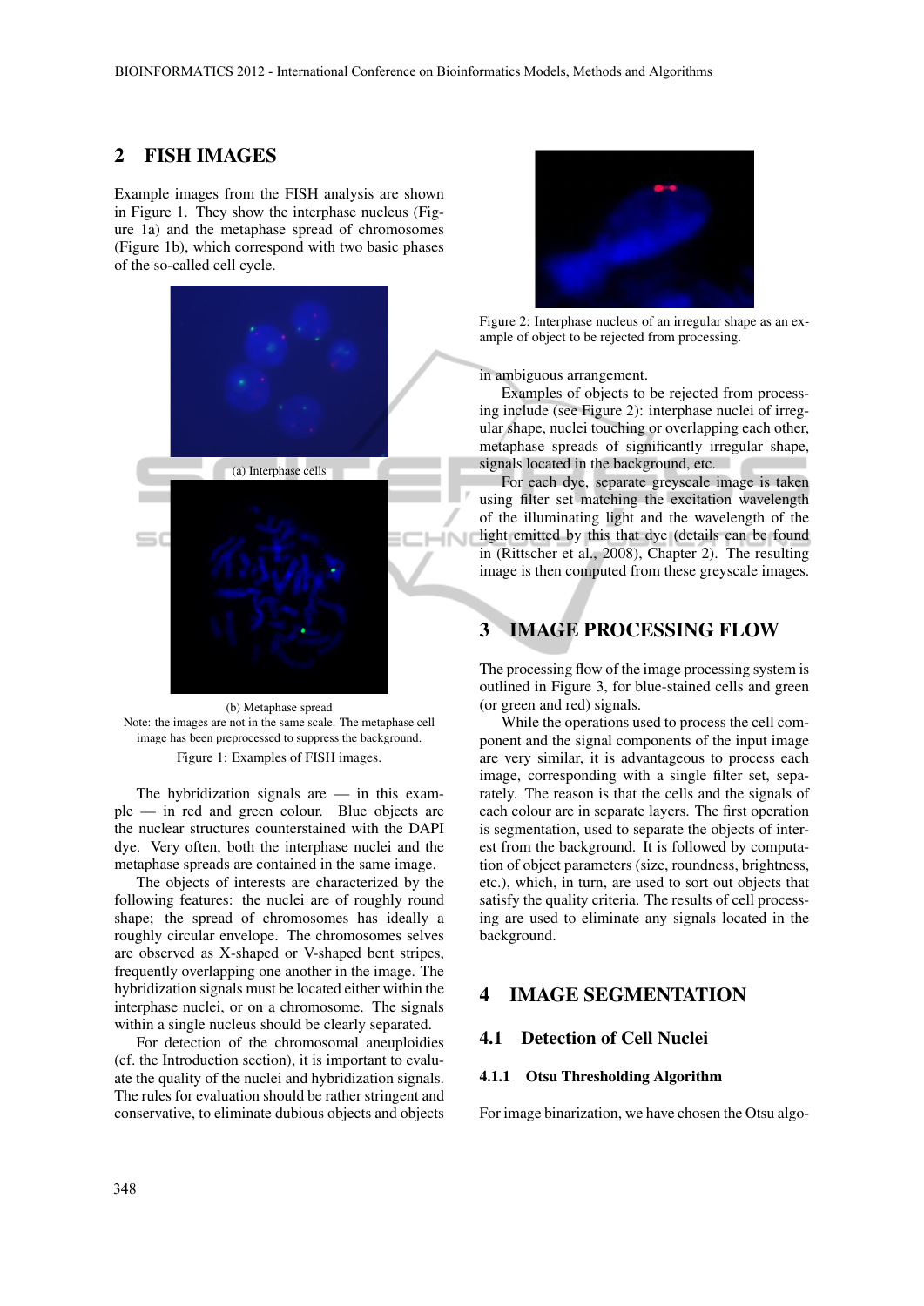## 2 FISH IMAGES

Example images from the FISH analysis are shown in Figure 1. They show the interphase nucleus (Figure 1a) and the metaphase spread of chromosomes (Figure 1b), which correspond with two basic phases of the so-called cell cycle.

(a) Interphase cells

(b) Metaphase spread

Note: the images are not in the same scale. The metaphase cell image has been preprocessed to suppress the background.

Figure 1: Examples of FISH images.

The hybridization signals are — in this example — in red and green colour. Blue objects are the nuclear structures counterstained with the DAPI dye. Very often, both the interphase nuclei and the metaphase spreads are contained in the same image.

The objects of interests are characterized by the following features: the nuclei are of roughly round shape; the spread of chromosomes has ideally a roughly circular envelope. The chromosomes selves are observed as X-shaped or V-shaped bent stripes, frequently overlapping one another in the image. The hybridization signals must be located either within the interphase nuclei, or on a chromosome. The signals within a single nucleus should be clearly separated.

For detection of the chromosomal aneuploidies (cf. the Introduction section), it is important to evaluate the quality of the nuclei and hybridization signals. The rules for evaluation should be rather stringent and conservative, to eliminate dubious objects and objects in ambiguous arrangement.

Figure 2: Interphase nucleus of an irregular shape as an example of object to be rejected from processing.

Examples of objects to be rejected from processing include (see Figure 2): interphase nuclei of irregular shape, nuclei touching or overlapping each other, metaphase spreads of significantly irregular shape, signals located in the background, etc.

For each dye, separate greyscale image is taken using filter set matching the excitation wavelength of the illuminating light and the wavelength of the light emitted by this that dye (details can be found in (Rittscher et al., 2008), Chapter 2). The resulting image is then computed from these greyscale images.

## 3 IMAGE PROCESSING FLOW

The processing flow of the image processing system is outlined in Figure 3, for blue-stained cells and green (or green and red) signals.

While the operations used to process the cell component and the signal components of the input image are very similar, it is advantageous to process each image, corresponding with a single filter set, separately. The reason is that the cells and the signals of each colour are in separate layers. The first operation is segmentation, used to separate the objects of interest from the background. It is followed by computation of object parameters (size, roundness, brightness, etc.), which, in turn, are used to sort out objects that satisfy the quality criteria. The results of cell processing are used to eliminate any signals located in the background.

## 4 IMAGE SEGMENTATION

### 4.1 Detection of Cell Nuclei

#### 4.1.1 Otsu Thresholding Algorithm

For image binarization, we have chosen the Otsu algo-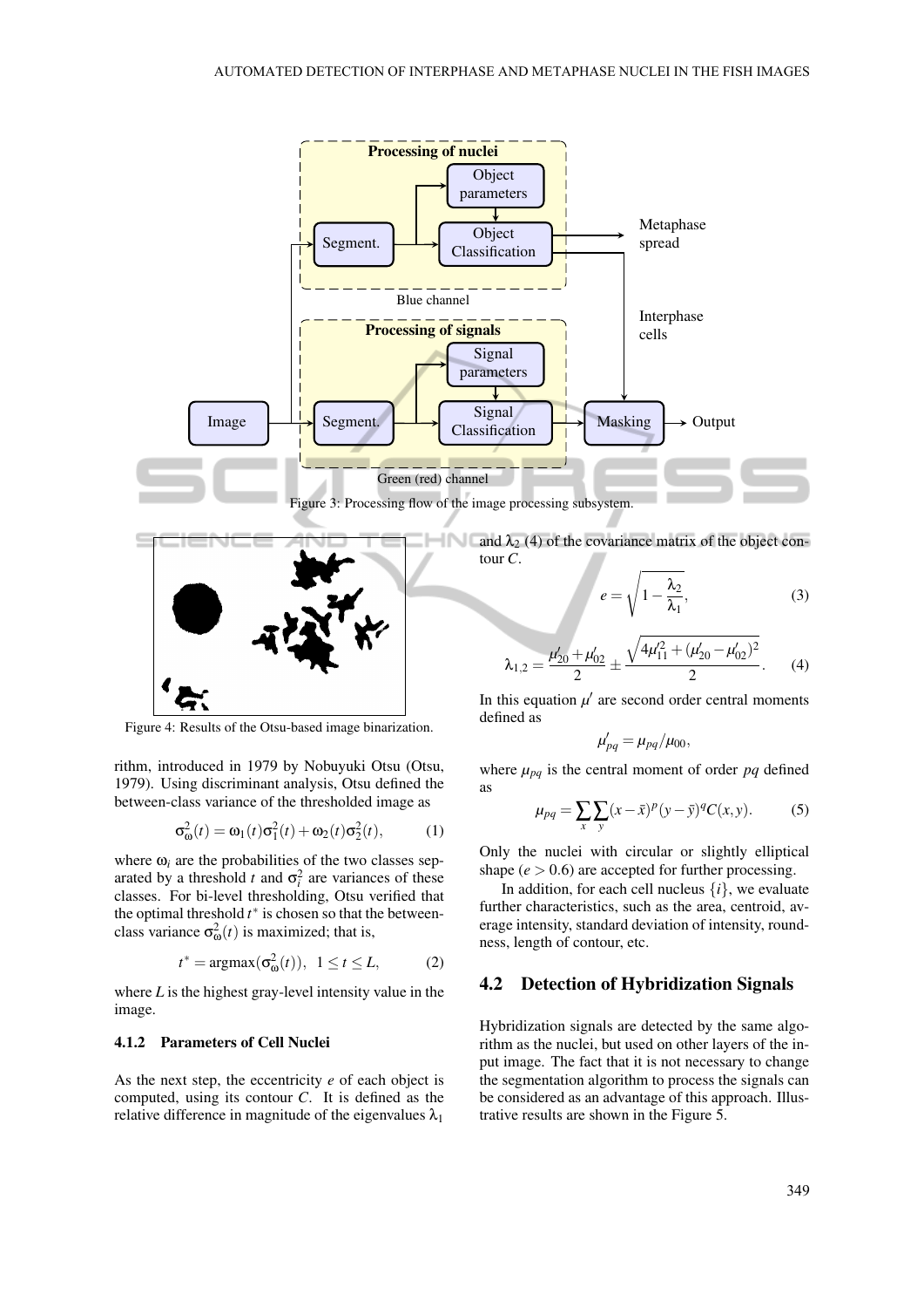Figure 3: Processing flow of the image processing subsystem.

Figure 4: Results of the Otsu-based image binarization.

rithm, introduced in 1979 by Nobuyuki Otsu (Otsu, 1979). Using discriminant analysis, Otsu defined the between-class variance of the thresholded image as

$$\sigma_{\omega}^2(t) = \omega_1(t)\sigma_1^2(t) + \omega_2(t)\sigma_2^2(t), \tag{1}$$

where $\omega_i$ are the probabilities of the two classes separated by a threshold $t$ and $\sigma_i^2$ are variances of these classes. For bi-level thresholding, Otsu verified that the optimal threshold $t^*$ is chosen so that the between-class variance $\sigma_{\omega}^2(t)$ is maximized; that is,

$$t^* = \operatorname{argmax}(\sigma_{\omega}^2(t)), \;\; 1 \leq t \leq L, \tag{2}$$

where $L$ is the highest gray-level intensity value in the image.

#### 4.1.2 Parameters of Cell Nuclei

As the next step, the eccentricity $e$ of each object is computed, using its contour $C$. It is defined as the relative difference in magnitude of the eigenvalues $\lambda_1$ and $\lambda_2$ (4) of the covariance matrix of the object contour $C$.

$$e = \sqrt{1 - \frac{\lambda_2}{\lambda_1}}, \tag{3}$$

$$\lambda_{1,2} = \frac{\mu'_{20} + \mu'_{02}}{2} \pm \frac{\sqrt{4\mu'^2_{11} + (\mu'_{20} - \mu'_{02})^2}}{2}. \tag{4}$$

In this equation $\mu'$ are second order central moments defined as

$$\mu'_{pq} = \mu_{pq}/\mu_{00},$$

where $\mu_{pq}$ is the central moment of order $pq$ defined as

$$\mu_{pq} = \sum_x \sum_y (x - \bar{x})^p (y - \bar{y})^q C(x,y). \tag{5}$$

Only the nuclei with circular or slightly elliptical shape ($e > 0.6$) are accepted for further processing.

In addition, for each cell nucleus $\{i\}$, we evaluate further characteristics, such as the area, centroid, average intensity, standard deviation of intensity, roundness, length of contour, etc.

### 4.2 Detection of Hybridization Signals

Hybridization signals are detected by the same algorithm as the nuclei, but used on other layers of the input image. The fact that it is not necessary to change the segmentation algorithm to process the signals can be considered as an advantage of this approach. Illustrative results are shown in the Figure 5.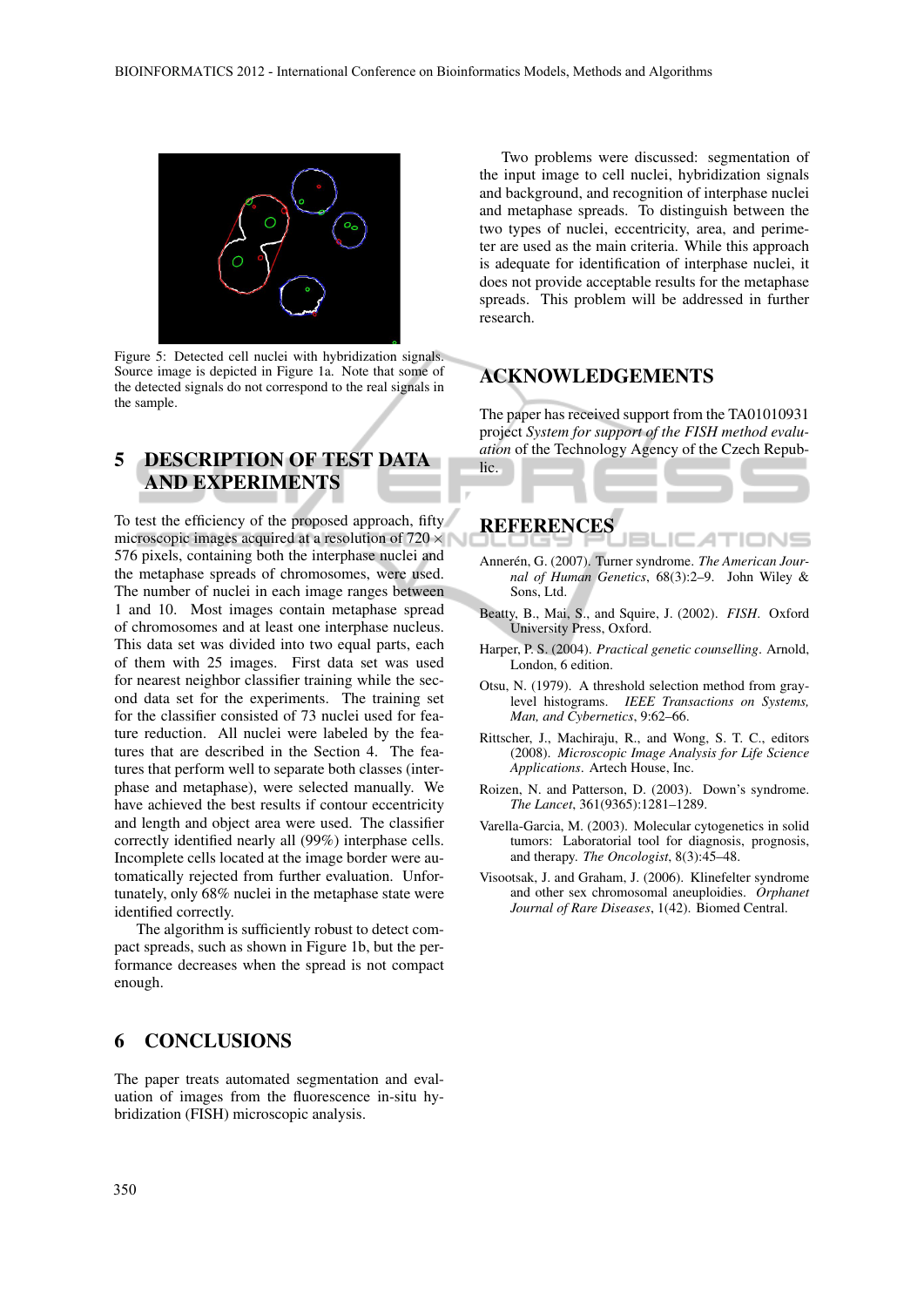Figure 5: Detected cell nuclei with hybridization signals. Source image is depicted in Figure 1a. Note that some of the detected signals do not correspond to the real signals in the sample.

## 5 DESCRIPTION OF TEST DATA AND EXPERIMENTS

To test the efficiency of the proposed approach, fifty microscopic images acquired at a resolution of $720 \times 576$ pixels, containing both the interphase nuclei and the metaphase spreads of chromosomes, were used. The number of nuclei in each image ranges between 1 and 10. Most images contain metaphase spread of chromosomes and at least one interphase nucleus. This data set was divided into two equal parts, each of them with 25 images. First data set was used for nearest neighbor classifier training while the second data set for the experiments. The training set for the classifier consisted of 73 nuclei used for feature reduction. All nuclei were labeled by the features that are described in the Section 4. The features that perform well to separate both classes (interphase and metaphase), were selected manually. We have achieved the best results if contour eccentricity and length and object area were used. The classifier correctly identified nearly all (99%) interphase cells. Incomplete cells located at the image border were automatically rejected from further evaluation. Unfortunately, only 68% nuclei in the metaphase state were identified correctly.

The algorithm is sufficiently robust to detect compact spreads, such as shown in Figure 1b, but the performance decreases when the spread is not compact enough.

## 6 CONCLUSIONS

The paper treats automated segmentation and evaluation of images from the fluorescence in-situ hybridization (FISH) microscopic analysis.

Two problems were discussed: segmentation of the input image to cell nuclei, hybridization signals and background, and recognition of interphase nuclei and metaphase spreads. To distinguish between the two types of nuclei, eccentricity, area, and perimeter are used as the main criteria. While this approach is adequate for identification of interphase nuclei, it does not provide acceptable results for the metaphase spreads. This problem will be addressed in further research.

## ACKNOWLEDGEMENTS

The paper has received support from the TA01010931 project *System for support of the FISH method evaluation* of the Technology Agency of the Czech Republic.

## REFERENCES

Annerén, G. (2007). Turner syndrome. *The American Journal of Human Genetics*, 68(3):2–9. John Wiley & Sons, Ltd.

Beatty, B., Mai, S., and Squire, J. (2002). *FISH*. Oxford University Press, Oxford.

Harper, P. S. (2004). *Practical genetic counselling*. Arnold, London, 6 edition.

Otsu, N. (1979). A threshold selection method from gray-level histograms. *IEEE Transactions on Systems, Man, and Cybernetics*, 9:62–66.

Rittscher, J., Machiraju, R., and Wong, S. T. C., editors (2008). *Microscopic Image Analysis for Life Science Applications*. Artech House, Inc.

Roizen, N. and Patterson, D. (2003). Down's syndrome. *The Lancet*, 361(9365):1281–1289.

Varella-Garcia, M. (2003). Molecular cytogenetics in solid tumors: Laboratorial tool for diagnosis, prognosis, and therapy. *The Oncologist*, 8(3):45–48.

Visootsak, J. and Graham, J. (2006). Klinefelter syndrome and other sex chromosomal aneuploidies. *Orphanet Journal of Rare Diseases*, 1(42). Biomed Central.